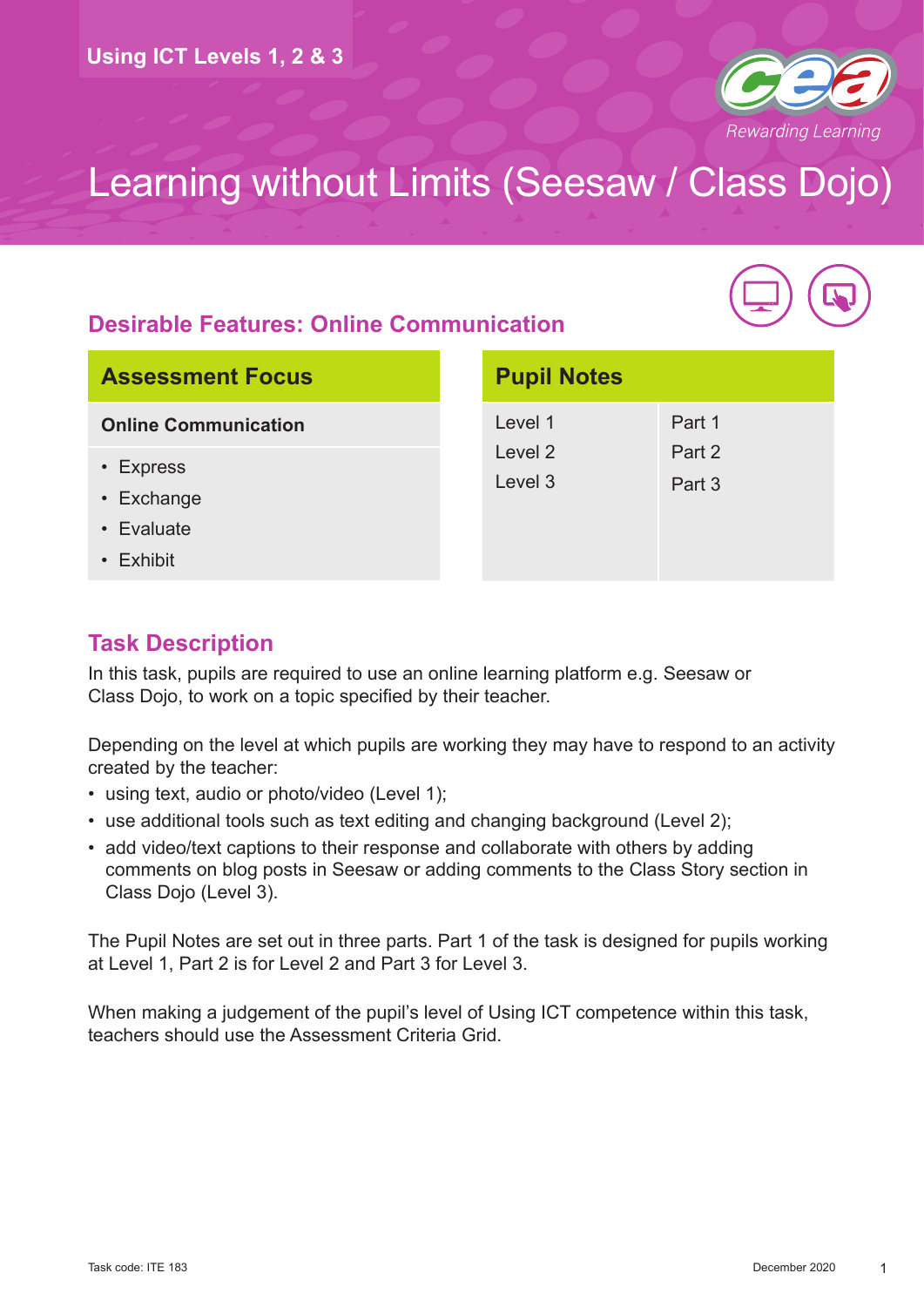Using ICT Levels 1, 2 & 3

# Learning without Limits (Seesaw / Class Dojo)

## Desirable Features: Online Communication

| Assessment Focus |
| --- |
| **Online Communication** |
| • Express<br>• Exchange<br>• Evaluate<br>• Exhibit |

| Pupil Notes | |
| --- | --- |
| Level 1 | Part 1 |
| Level 2 | Part 2 |
| Level 3 | Part 3 |

## Task Description

In this task, pupils are required to use an online learning platform e.g. Seesaw or Class Dojo, to work on a topic specified by their teacher.

Depending on the level at which pupils are working they may have to respond to an activity created by the teacher:

- using text, audio or photo/video (Level 1);
- use additional tools such as text editing and changing background (Level 2);
- add video/text captions to their response and collaborate with others by adding comments on blog posts in Seesaw or adding comments to the Class Story section in Class Dojo (Level 3).

The Pupil Notes are set out in three parts. Part 1 of the task is designed for pupils working at Level 1, Part 2 is for Level 2 and Part 3 for Level 3.

When making a judgement of the pupil's level of Using ICT competence within this task, teachers should use the Assessment Criteria Grid.

Task code: ITE 183

December 2020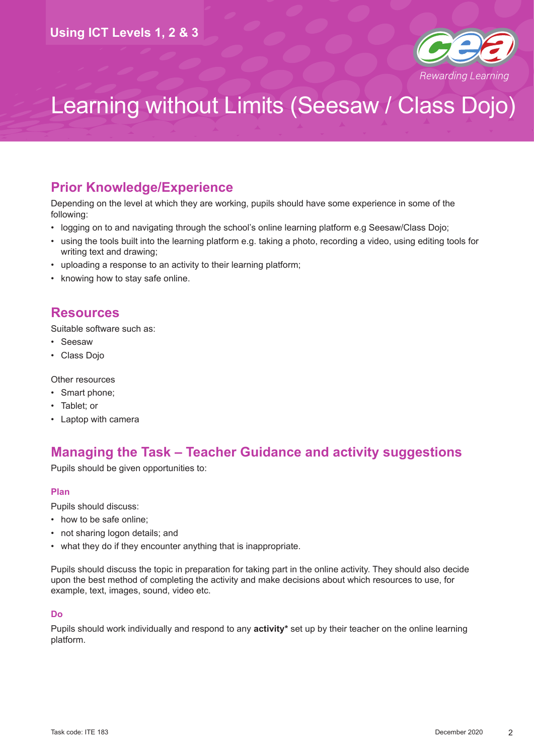# Learning without Limits (Seesaw / Class Dojo)

## Prior Knowledge/Experience

Depending on the level at which they are working, pupils should have some experience in some of the following:

- logging on to and navigating through the school's online learning platform e.g Seesaw/Class Dojo;
- using the tools built into the learning platform e.g. taking a photo, recording a video, using editing tools for writing text and drawing;
- uploading a response to an activity to their learning platform;
- knowing how to stay safe online.

## Resources

Suitable software such as:

- Seesaw
- Class Dojo

Other resources

- Smart phone;
- Tablet; or
- Laptop with camera

## Managing the Task – Teacher Guidance and activity suggestions

Pupils should be given opportunities to:

### Plan

Pupils should discuss:

- how to be safe online;
- not sharing logon details; and
- what they do if they encounter anything that is inappropriate.

Pupils should discuss the topic in preparation for taking part in the online activity. They should also decide upon the best method of completing the activity and make decisions about which resources to use, for example, text, images, sound, video etc.

### Do

Pupils should work individually and respond to any **activity*** set up by their teacher on the online learning platform.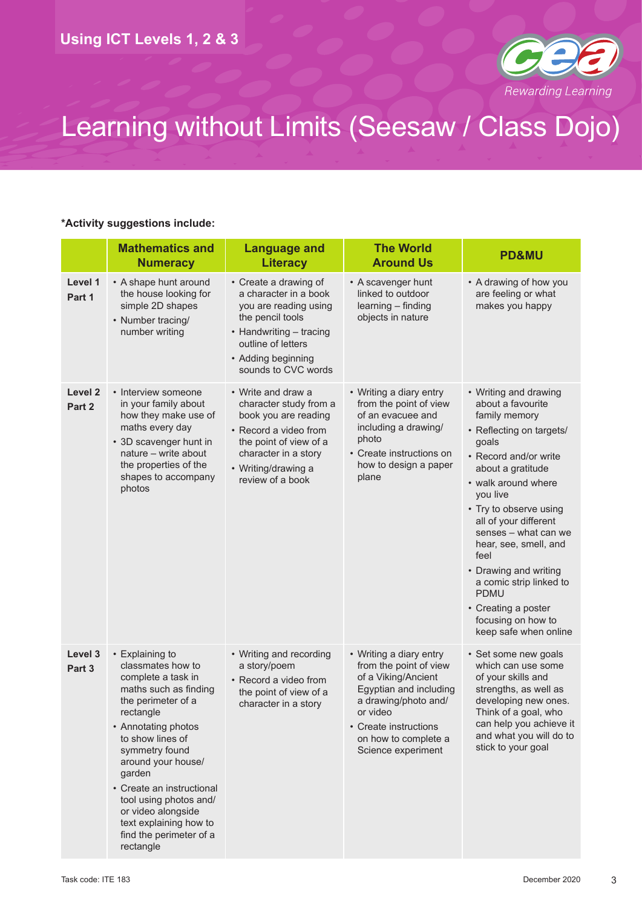# Learning without Limits (Seesaw / Class Dojo)

**\*Activity suggestions include:**

| | Mathematics and Numeracy | Language and Literacy | The World Around Us | PD&MU |
|---|---|---|---|---|
| **Level 1 Part 1** | • A shape hunt around the house looking for simple 2D shapes<br>• Number tracing/ number writing | • Create a drawing of a character in a book you are reading using the pencil tools<br>• Handwriting – tracing outline of letters<br>• Adding beginning sounds to CVC words | • A scavenger hunt linked to outdoor learning – finding objects in nature | • A drawing of how you are feeling or what makes you happy |
| **Level 2 Part 2** | • Interview someone in your family about how they make use of maths every day<br>• 3D scavenger hunt in nature – write about the properties of the shapes to accompany photos | • Write and draw a character study from a book you are reading<br>• Record a video from the point of view of a character in a story<br>• Writing/drawing a review of a book | • Writing a diary entry from the point of view of an evacuee and including a drawing/ photo<br>• Create instructions on how to design a paper plane | • Writing and drawing about a favourite family memory<br>• Reflecting on targets/ goals<br>• Record and/or write about a gratitude<br>• walk around where you live<br>• Try to observe using all of your different senses – what can we hear, see, smell, and feel<br>• Drawing and writing a comic strip linked to PDMU<br>• Creating a poster focusing on how to keep safe when online |
| **Level 3 Part 3** | • Explaining to classmates how to complete a task in maths such as finding the perimeter of a rectangle<br>• Annotating photos to show lines of symmetry found around your house/ garden<br>• Create an instructional tool using photos and/ or video alongside text explaining how to find the perimeter of a rectangle | • Writing and recording a story/poem<br>• Record a video from the point of view of a character in a story | • Writing a diary entry from the point of view of a Viking/Ancient Egyptian and including a drawing/photo and/ or video<br>• Create instructions on how to complete a Science experiment | • Set some new goals which can use some of your skills and strengths, as well as developing new ones. Think of a goal, who can help you achieve it and what you will do to stick to your goal |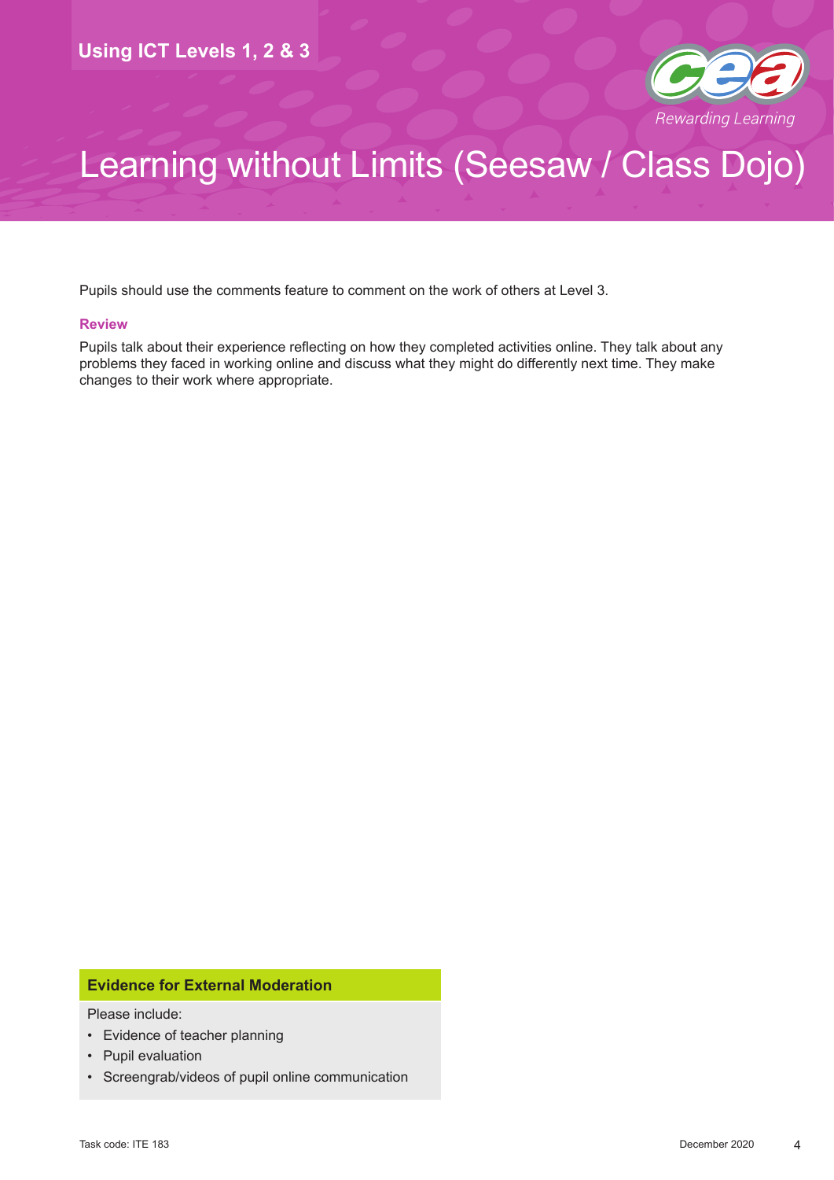Pupils should use the comments feature to comment on the work of others at Level 3.

### Review

Pupils talk about their experience reflecting on how they completed activities online. They talk about any problems they faced in working online and discuss what they might do differently next time. They make changes to their work where appropriate.

**Evidence for External Moderation**

Please include:

- Evidence of teacher planning
- Pupil evaluation
- Screengrab/videos of pupil online communication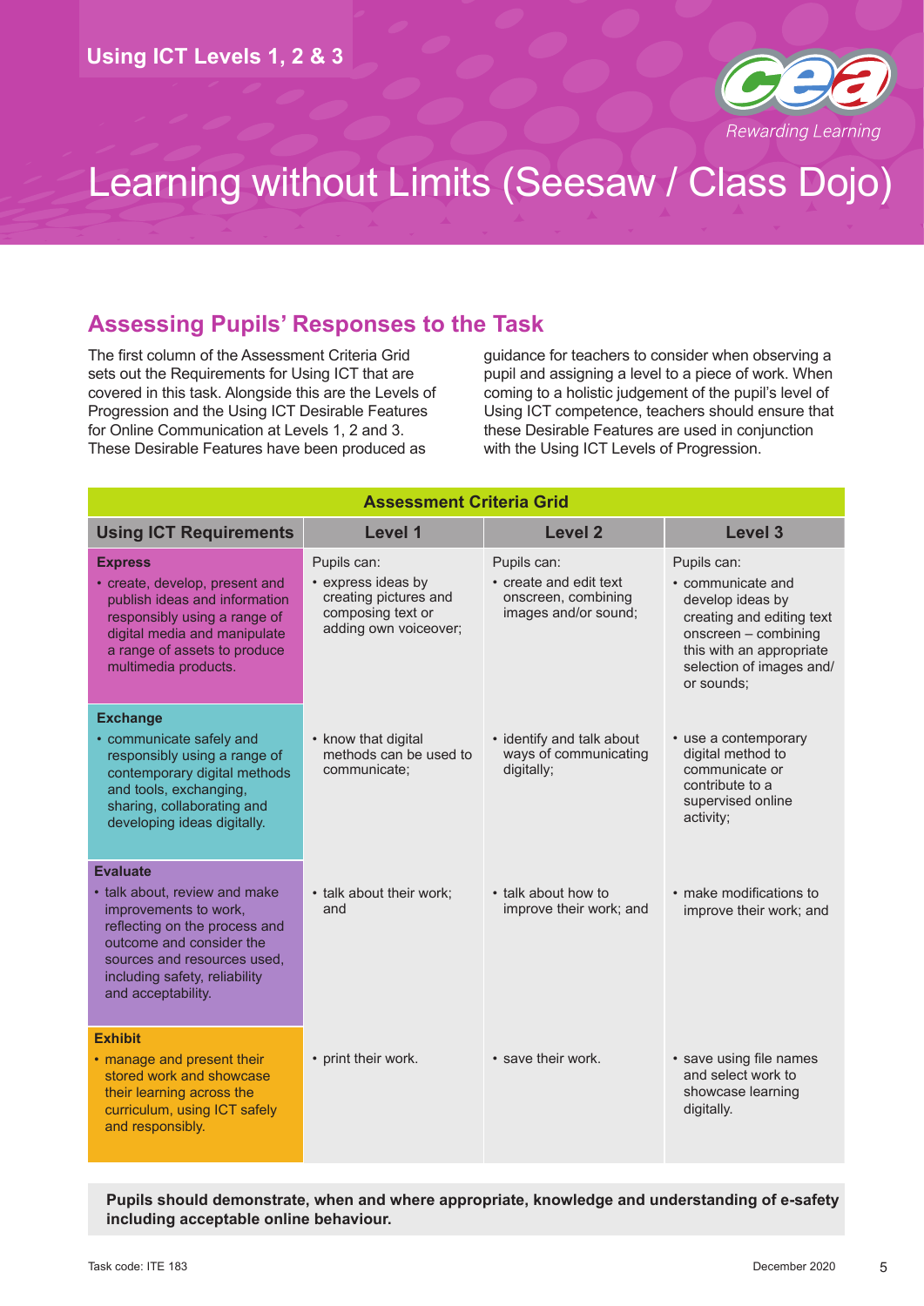Using ICT Levels 1, 2 & 3

# Learning without Limits (Seesaw / Class Dojo)

## Assessing Pupils' Responses to the Task

The first column of the Assessment Criteria Grid sets out the Requirements for Using ICT that are covered in this task. Alongside this are the Levels of Progression and the Using ICT Desirable Features for Online Communication at Levels 1, 2 and 3. These Desirable Features have been produced as guidance for teachers to consider when observing a pupil and assigning a level to a piece of work. When coming to a holistic judgement of the pupil's level of Using ICT competence, teachers should ensure that these Desirable Features are used in conjunction with the Using ICT Levels of Progression.

**Assessment Criteria Grid**

| Using ICT Requirements | Level 1 | Level 2 | Level 3 |
|---|---|---|---|
| **Express**<br>• create, develop, present and publish ideas and information responsibly using a range of digital media and manipulate a range of assets to produce multimedia products. | Pupils can:<br>• express ideas by creating pictures and composing text or adding own voiceover; | Pupils can:<br>• create and edit text onscreen, combining images and/or sound; | Pupils can:<br>• communicate and develop ideas by creating and editing text onscreen – combining this with an appropriate selection of images and/ or sounds; |
| **Exchange**<br>• communicate safely and responsibly using a range of contemporary digital methods and tools, exchanging, sharing, collaborating and developing ideas digitally. | • know that digital methods can be used to communicate; | • identify and talk about ways of communicating digitally; | • use a contemporary digital method to communicate or contribute to a supervised online activity; |
| **Evaluate**<br>• talk about, review and make improvements to work, reflecting on the process and outcome and consider the sources and resources used, including safety, reliability and acceptability. | • talk about their work; and | • talk about how to improve their work; and | • make modifications to improve their work; and |
| **Exhibit**<br>• manage and present their stored work and showcase their learning across the curriculum, using ICT safely and responsibly. | • print their work. | • save their work. | • save using file names and select work to showcase learning digitally. |

**Pupils should demonstrate, when and where appropriate, knowledge and understanding of e-safety including acceptable online behaviour.**

Task code: ITE 183

December 2020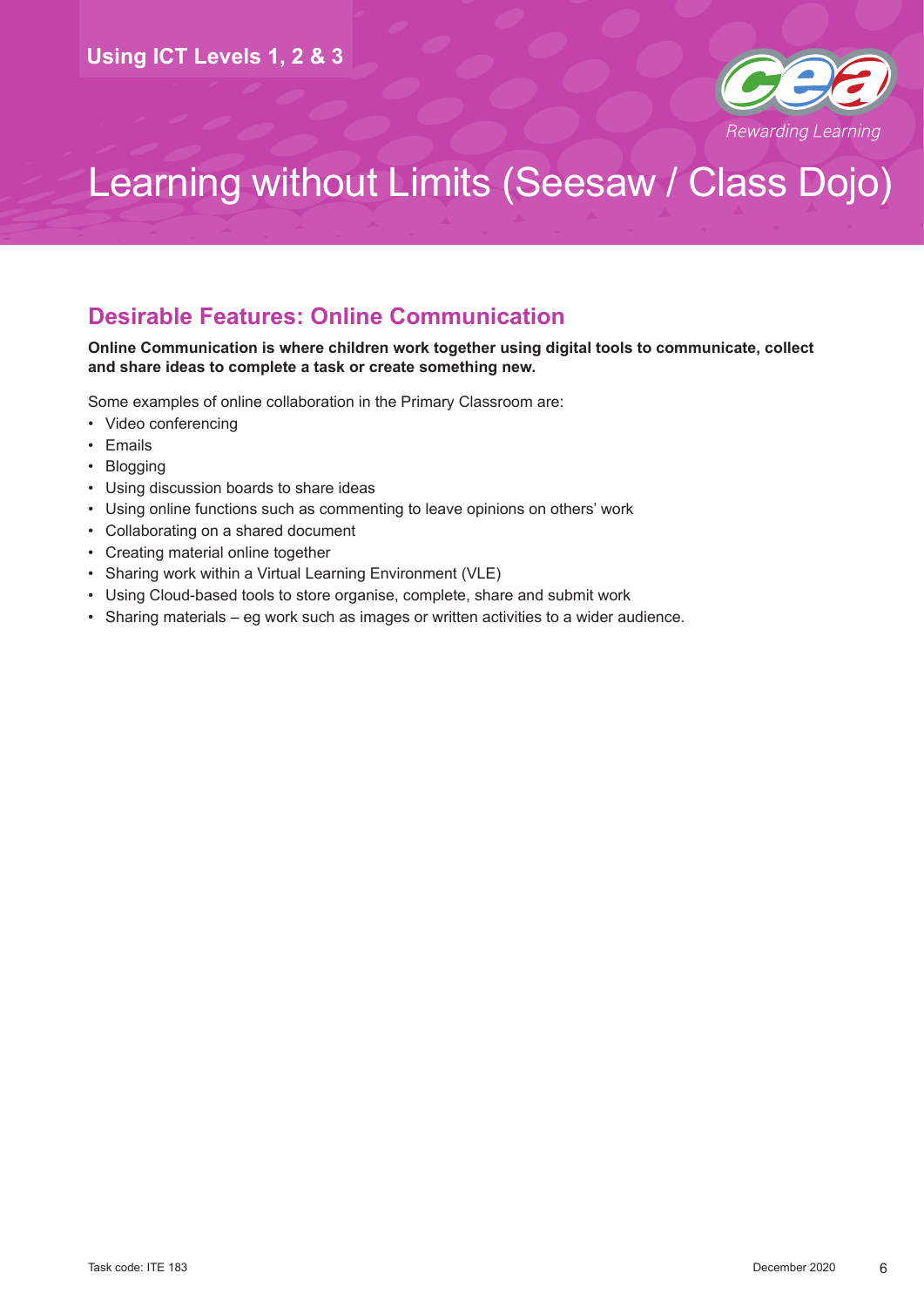# Learning without Limits (Seesaw / Class Dojo)

## Desirable Features: Online Communication

**Online Communication is where children work together using digital tools to communicate, collect and share ideas to complete a task or create something new.**

Some examples of online collaboration in the Primary Classroom are:

- Video conferencing
- Emails
- Blogging
- Using discussion boards to share ideas
- Using online functions such as commenting to leave opinions on others' work
- Collaborating on a shared document
- Creating material online together
- Sharing work within a Virtual Learning Environment (VLE)
- Using Cloud-based tools to store organise, complete, share and submit work
- Sharing materials – eg work such as images or written activities to a wider audience.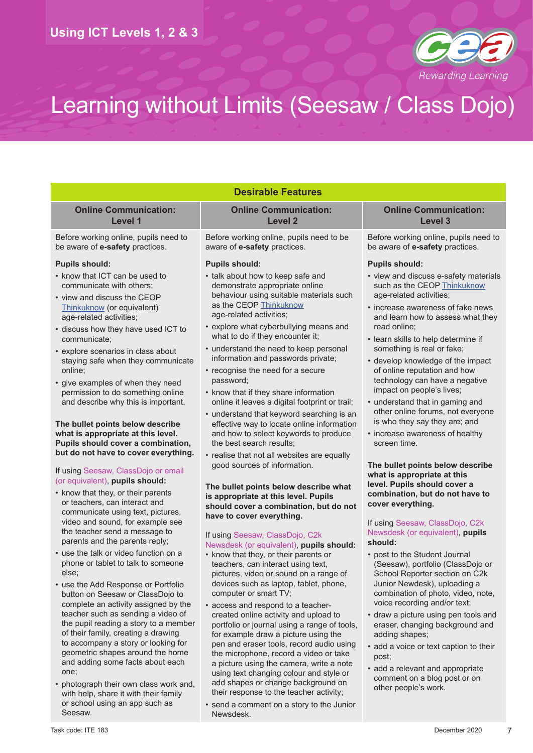Using ICT Levels 1, 2 & 3

# Learning without Limits (Seesaw / Class Dojo)

## Desirable Features

### Online Communication: Level 1

Before working online, pupils need to be aware of **e-safety** practices.

**Pupils should:**

- know that ICT can be used to communicate with others;
- view and discuss the CEOP Thinkuknow (or equivalent) age-related activities;
- discuss how they have used ICT to communicate;
- explore scenarios in class about staying safe when they communicate online;
- give examples of when they need permission to do something online and describe why this is important.

**The bullet points below describe what is appropriate at this level. Pupils should cover a combination, but do not have to cover everything.**

If using Seesaw, ClassDojo or email (or equivalent), **pupils should:**

- know that they, or their parents or teachers, can interact and communicate using text, pictures, video and sound, for example see the teacher send a message to parents and the parents reply;
- use the talk or video function on a phone or tablet to talk to someone else;
- use the Add Response or Portfolio button on Seesaw or ClassDojo to complete an activity assigned by the teacher such as sending a video of the pupil reading a story to a member of their family, creating a drawing to accompany a story or looking for geometric shapes around the home and adding some facts about each one;
- photograph their own class work and, with help, share it with their family or school using an app such as Seesaw.

### Online Communication: Level 2

Before working online, pupils need to be aware of **e-safety** practices.

**Pupils should:**

- talk about how to keep safe and demonstrate appropriate online behaviour using suitable materials such as the CEOP Thinkuknow age-related activities;
- explore what cyberbullying means and what to do if they encounter it;
- understand the need to keep personal information and passwords private;
- recognise the need for a secure password;
- know that if they share information online it leaves a digital footprint or trail;
- understand that keyword searching is an effective way to locate online information and how to select keywords to produce the best search results;
- realise that not all websites are equally good sources of information.

**The bullet points below describe what is appropriate at this level. Pupils should cover a combination, but do not have to cover everything.**

If using Seesaw, ClassDojo, C2k Newsdesk (or equivalent), **pupils should:**

- know that they, or their parents or teachers, can interact using text, pictures, video or sound on a range of devices such as laptop, tablet, phone, computer or smart TV;
- access and respond to a teacher-created online activity and upload to portfolio or journal using a range of tools, for example draw a picture using the pen and eraser tools, record audio using the microphone, record a video or take a picture using the camera, write a note using text changing colour and style or add shapes or change background on their response to the teacher activity;
- send a comment on a story to the Junior Newsdesk.

### Online Communication: Level 3

Before working online, pupils need to be aware of **e-safety** practices.

**Pupils should:**

- view and discuss e-safety materials such as the CEOP Thinkuknow age-related activities;
- increase awareness of fake news and learn how to assess what they read online;
- learn skills to help determine if something is real or fake;
- develop knowledge of the impact of online reputation and how technology can have a negative impact on people's lives;
- understand that in gaming and other online forums, not everyone is who they say they are; and
- increase awareness of healthy screen time.

**The bullet points below describe what is appropriate at this level. Pupils should cover a combination, but do not have to cover everything.**

If using Seesaw, ClassDojo, C2k Newsdesk (or equivalent), **pupils should:**

- post to the Student Journal (Seesaw), portfolio (ClassDojo or School Reporter section on C2k Junior Newsdesk), uploading a combination of photo, video, note, voice recording and/or text;
- draw a picture using pen tools and eraser, changing background and adding shapes;
- add a voice or text caption to their post;
- add a relevant and appropriate comment on a blog post or on other people's work.

Task code: ITE 183

December 2020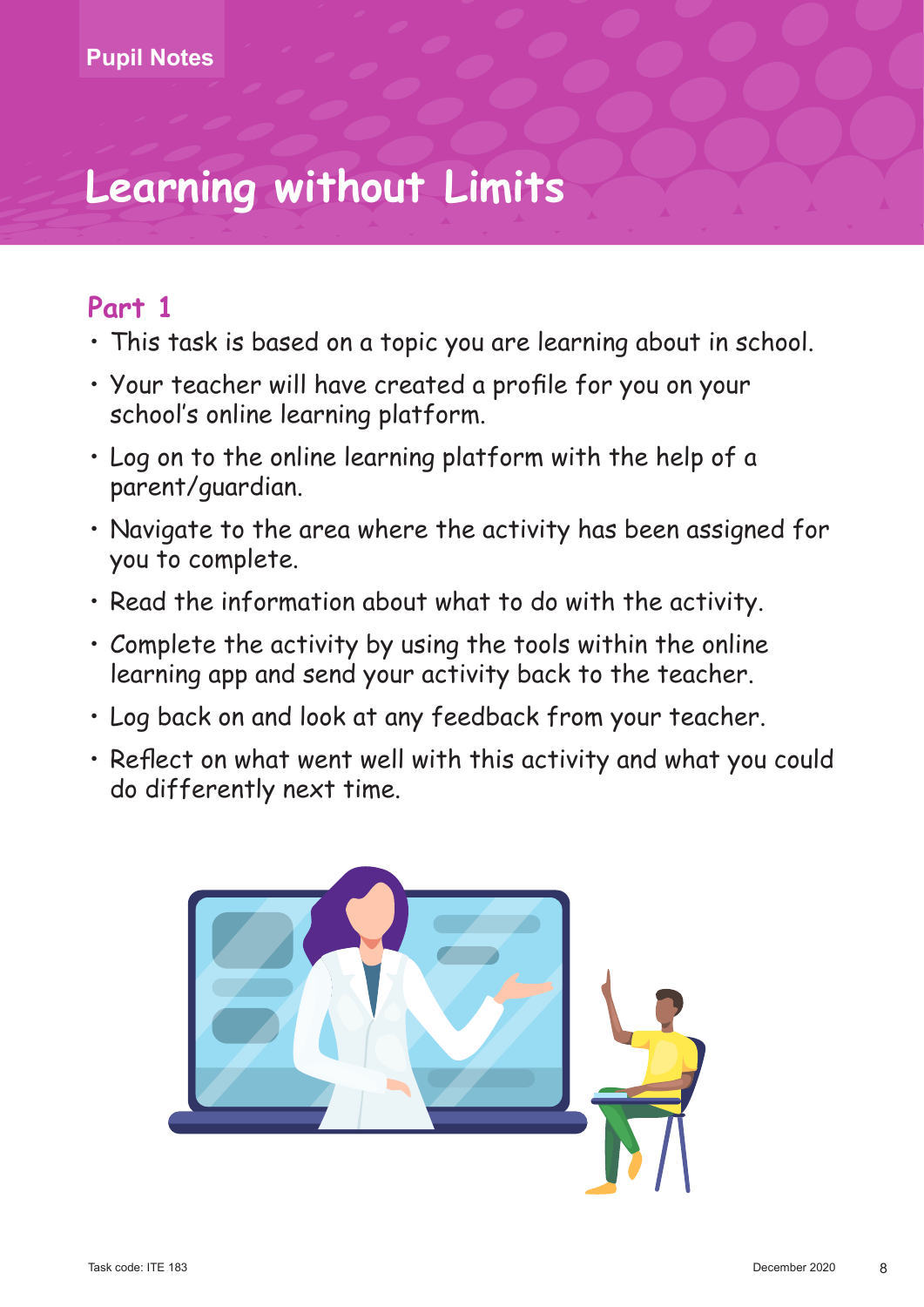Pupil Notes

# Learning without Limits

## Part 1

- This task is based on a topic you are learning about in school.
- Your teacher will have created a profile for you on your school's online learning platform.
- Log on to the online learning platform with the help of a parent/guardian.
- Navigate to the area where the activity has been assigned for you to complete.
- Read the information about what to do with the activity.
- Complete the activity by using the tools within the online learning app and send your activity back to the teacher.
- Log back on and look at any feedback from your teacher.
- Reflect on what went well with this activity and what you could do differently next time.

Task code: ITE 183

December 2020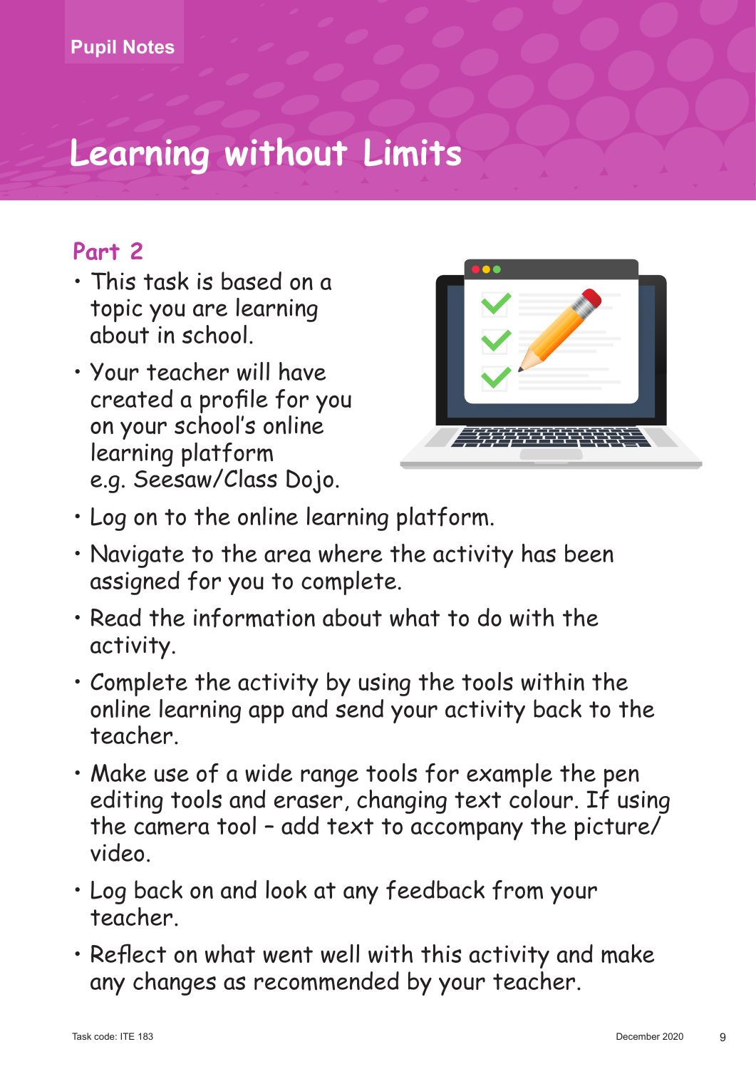Pupil Notes

# Learning without Limits

## Part 2

- This task is based on a topic you are learning about in school.
- Your teacher will have created a profile for you on your school's online learning platform e.g. Seesaw/Class Dojo.
- Log on to the online learning platform.
- Navigate to the area where the activity has been assigned for you to complete.
- Read the information about what to do with the activity.
- Complete the activity by using the tools within the online learning app and send your activity back to the teacher.
- Make use of a wide range tools for example the pen editing tools and eraser, changing text colour. If using the camera tool – add text to accompany the picture/video.
- Log back on and look at any feedback from your teacher.
- Reflect on what went well with this activity and make any changes as recommended by your teacher.

Task code: ITE 183 December 2020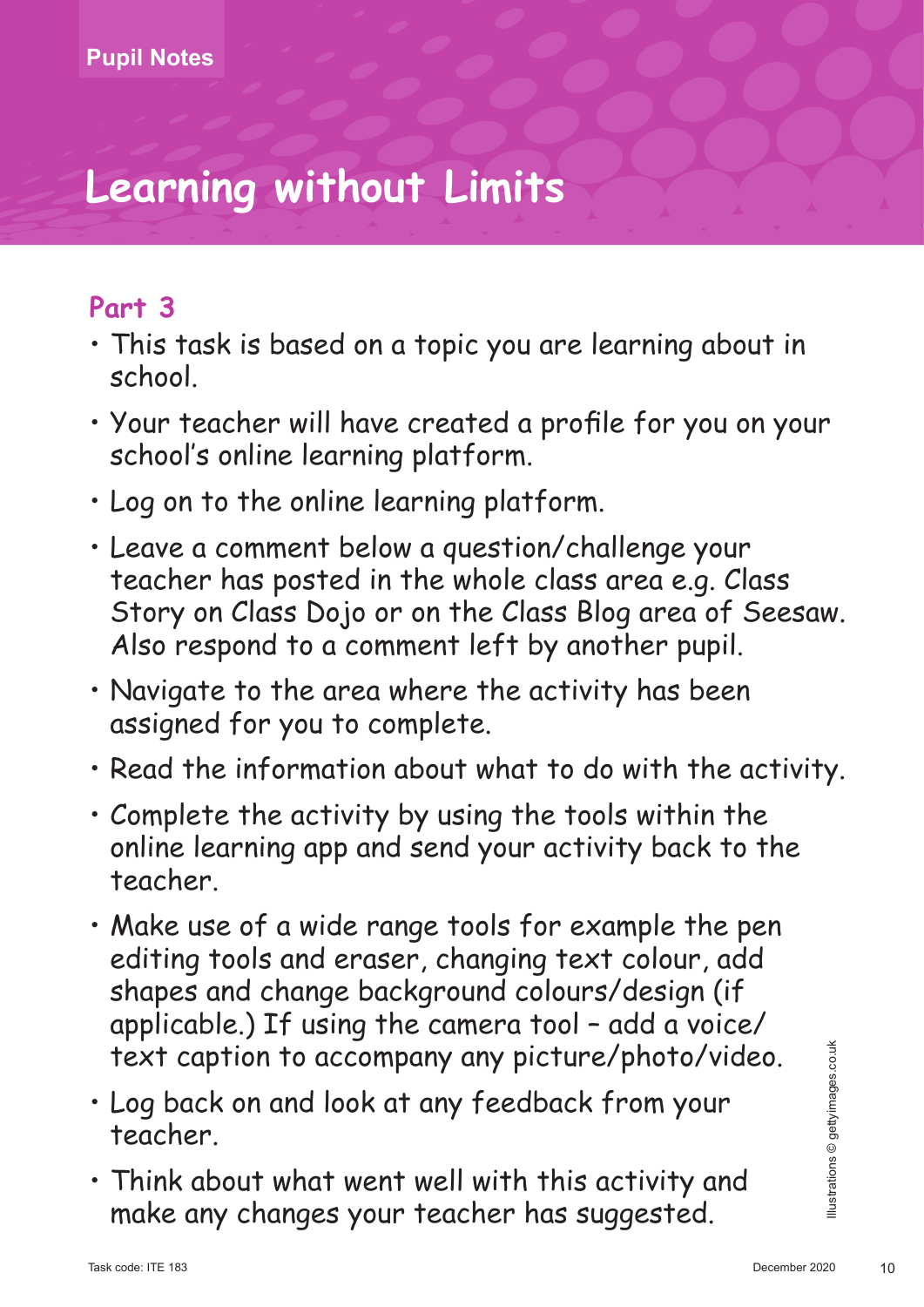Pupil Notes

# Learning without Limits

## Part 3

- This task is based on a topic you are learning about in school.
- Your teacher will have created a profile for you on your school's online learning platform.
- Log on to the online learning platform.
- Leave a comment below a question/challenge your teacher has posted in the whole class area e.g. Class Story on Class Dojo or on the Class Blog area of Seesaw. Also respond to a comment left by another pupil.
- Navigate to the area where the activity has been assigned for you to complete.
- Read the information about what to do with the activity.
- Complete the activity by using the tools within the online learning app and send your activity back to the teacher.
- Make use of a wide range tools for example the pen editing tools and eraser, changing text colour, add shapes and change background colours/design (if applicable.) If using the camera tool – add a voice/ text caption to accompany any picture/photo/video.
- Log back on and look at any feedback from your teacher.
- Think about what went well with this activity and make any changes your teacher has suggested.

Illustrations © gettyimages.co.uk

Task code: ITE 183

December 2020